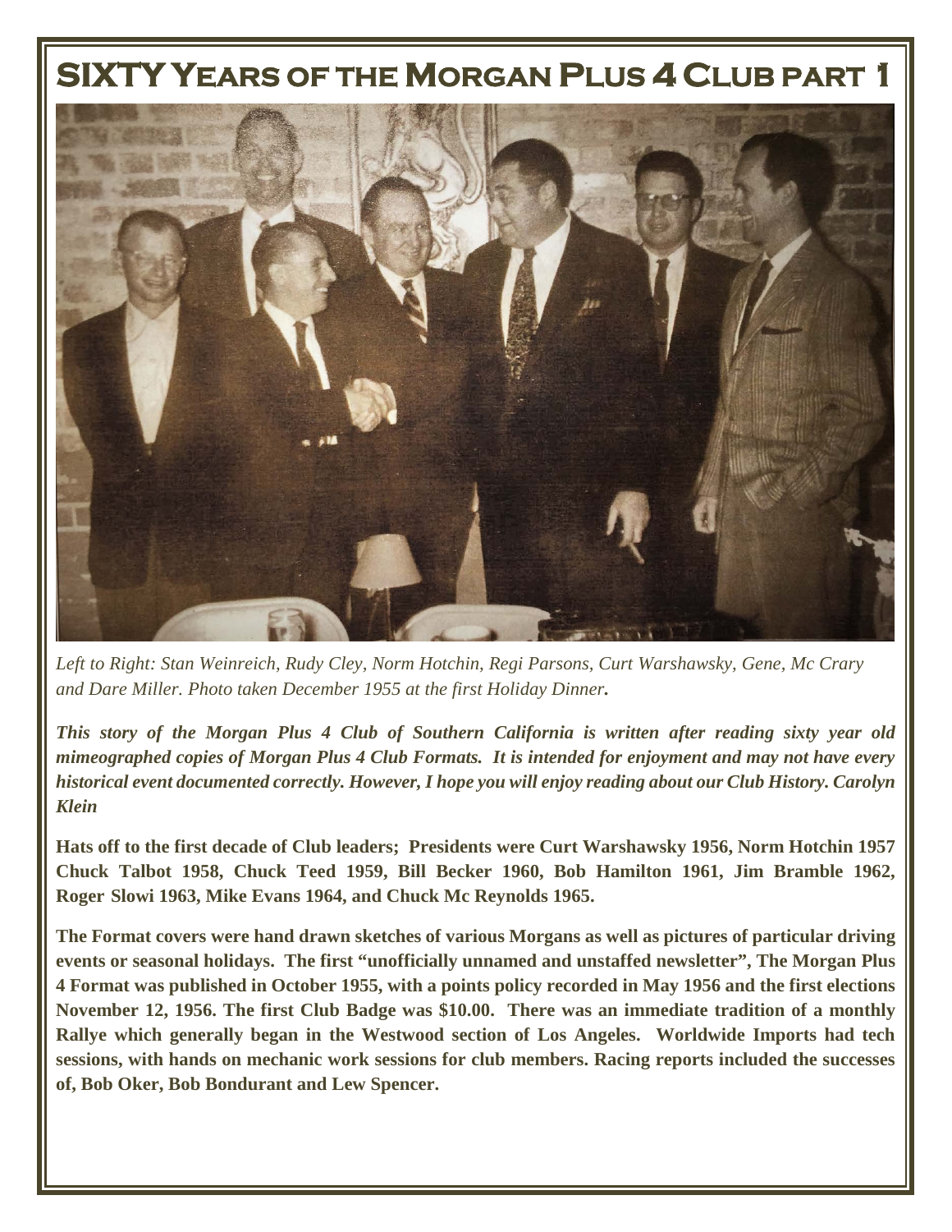# SIXTY Years of the Morgan Plus 4 Club part 1

*Left to Right: Stan Weinreich, Rudy Cley, Norm Hotchin, Regi Parsons, Curt Warshawsky, Gene, Mc Crary and Dare Miller. Photo taken December 1955 at the first Holiday Dinner.*

***This story of the Morgan Plus 4 Club of Southern California is written after reading sixty year old mimeographed copies of Morgan Plus 4 Club Formats. It is intended for enjoyment and may not have every historical event documented correctly. However, I hope you will enjoy reading about our Club History. Carolyn Klein***

**Hats off to the first decade of Club leaders; Presidents were Curt Warshawsky 1956, Norm Hotchin 1957 Chuck Talbot 1958, Chuck Teed 1959, Bill Becker 1960, Bob Hamilton 1961, Jim Bramble 1962, Roger Slowi 1963, Mike Evans 1964, and Chuck Mc Reynolds 1965.**

**The Format covers were hand drawn sketches of various Morgans as well as pictures of particular driving events or seasonal holidays. The first "unofficially unnamed and unstaffed newsletter", The Morgan Plus 4 Format was published in October 1955, with a points policy recorded in May 1956 and the first elections November 12, 1956. The first Club Badge was $10.00. There was an immediate tradition of a monthly Rallye which generally began in the Westwood section of Los Angeles. Worldwide Imports had tech sessions, with hands on mechanic work sessions for club members. Racing reports included the successes of, Bob Oker, Bob Bondurant and Lew Spencer.**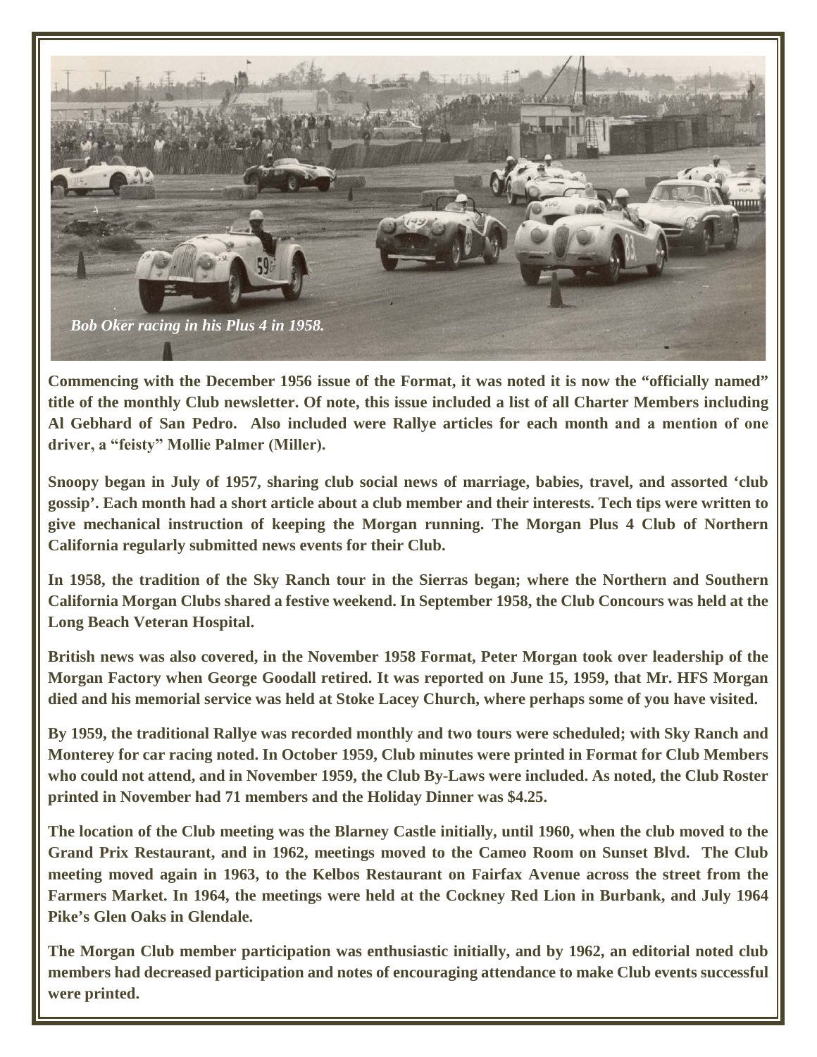*Bob Oker racing in his Plus 4 in 1958.*

**Commencing with the December 1956 issue of the Format, it was noted it is now the "officially named" title of the monthly Club newsletter. Of note, this issue included a list of all Charter Members including Al Gebhard of San Pedro. Also included were Rallye articles for each month and a mention of one driver, a "feisty" Mollie Palmer (Miller).**

**Snoopy began in July of 1957, sharing club social news of marriage, babies, travel, and assorted 'club gossip'. Each month had a short article about a club member and their interests. Tech tips were written to give mechanical instruction of keeping the Morgan running. The Morgan Plus 4 Club of Northern California regularly submitted news events for their Club.**

**In 1958, the tradition of the Sky Ranch tour in the Sierras began; where the Northern and Southern California Morgan Clubs shared a festive weekend. In September 1958, the Club Concours was held at the Long Beach Veteran Hospital.**

**British news was also covered, in the November 1958 Format, Peter Morgan took over leadership of the Morgan Factory when George Goodall retired. It was reported on June 15, 1959, that Mr. HFS Morgan died and his memorial service was held at Stoke Lacey Church, where perhaps some of you have visited.**

**By 1959, the traditional Rallye was recorded monthly and two tours were scheduled; with Sky Ranch and Monterey for car racing noted. In October 1959, Club minutes were printed in Format for Club Members who could not attend, and in November 1959, the Club By-Laws were included. As noted, the Club Roster printed in November had 71 members and the Holiday Dinner was $4.25.**

**The location of the Club meeting was the Blarney Castle initially, until 1960, when the club moved to the Grand Prix Restaurant, and in 1962, meetings moved to the Cameo Room on Sunset Blvd. The Club meeting moved again in 1963, to the Kelbos Restaurant on Fairfax Avenue across the street from the Farmers Market. In 1964, the meetings were held at the Cockney Red Lion in Burbank, and July 1964 Pike's Glen Oaks in Glendale.**

**The Morgan Club member participation was enthusiastic initially, and by 1962, an editorial noted club members had decreased participation and notes of encouraging attendance to make Club events successful were printed.**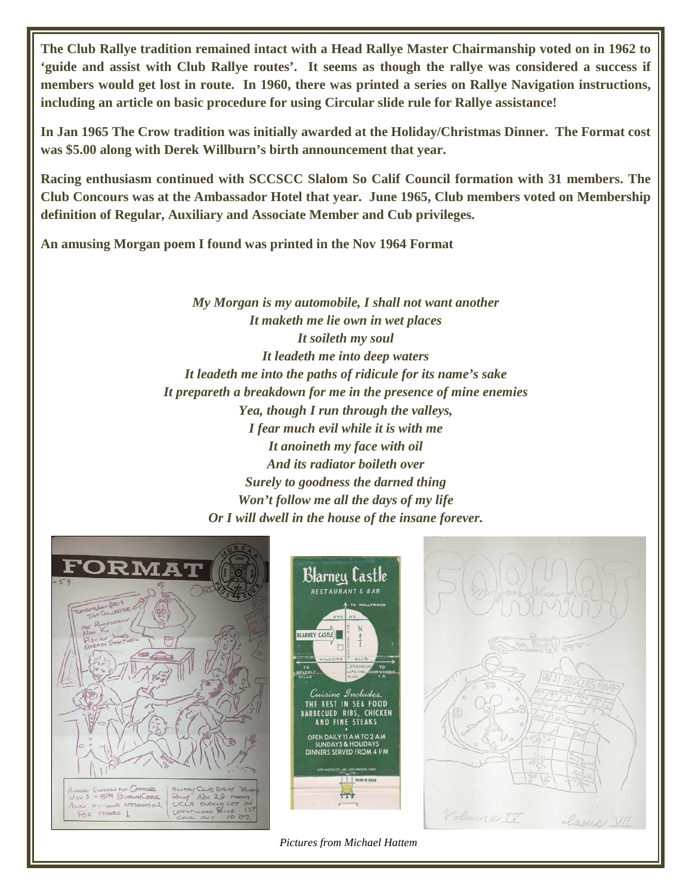**The Club Rallye tradition remained intact with a Head Rallye Master Chairmanship voted on in 1962 to 'guide and assist with Club Rallye routes'. It seems as though the rallye was considered a success if members would get lost in route. In 1960, there was printed a series on Rallye Navigation instructions, including an article on basic procedure for using Circular slide rule for Rallye assistance!**

**In Jan 1965 The Crow tradition was initially awarded at the Holiday/Christmas Dinner. The Format cost was $5.00 along with Derek Willburn's birth announcement that year.**

**Racing enthusiasm continued with SCCSCC Slalom So Calif Council formation with 31 members. The Club Concours was at the Ambassador Hotel that year. June 1965, Club members voted on Membership definition of Regular, Auxiliary and Associate Member and Cub privileges.**

**An amusing Morgan poem I found was printed in the Nov 1964 Format**

***My Morgan is my automobile, I shall not want another***
***It maketh me lie own in wet places***
***It soileth my soul***
***It leadeth me into deep waters***
***It leadeth me into the paths of ridicule for its name's sake***
***It prepareth a breakdown for me in the presence of mine enemies***
***Yea, though I run through the valleys,***
***I fear much evil while it is with me***
***It anoineth my face with oil***
***And its radiator boileth over***
***Surely to goodness the darned thing***
***Won't follow me all the days of my life***
***Or I will dwell in the house of the insane forever.***

*Pictures from Michael Hattem*